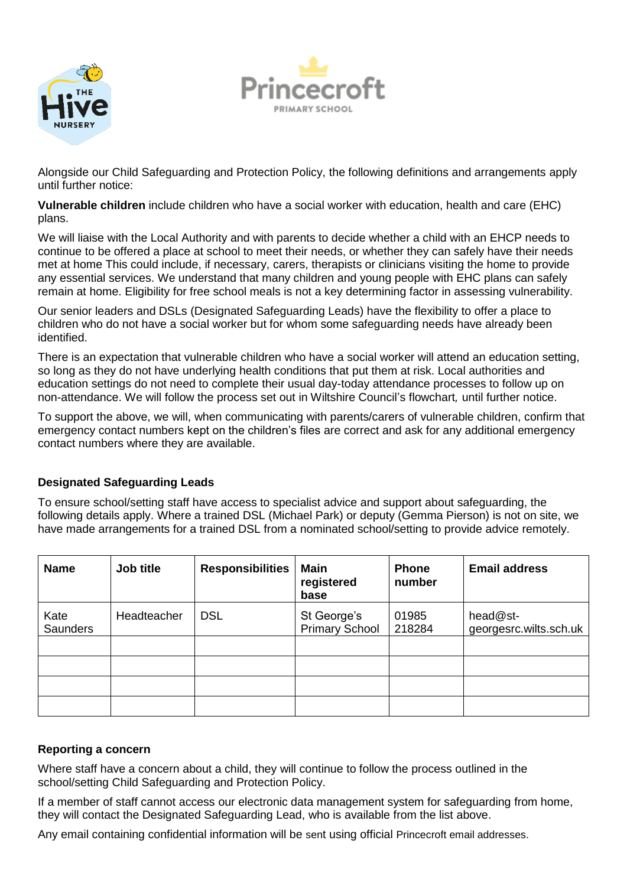Alongside our Child Safeguarding and Protection Policy, the following definitions and arrangements apply until further notice:

**Vulnerable children** include children who have a social worker with education, health and care (EHC) plans.

We will liaise with the Local Authority and with parents to decide whether a child with an EHCP needs to continue to be offered a place at school to meet their needs, or whether they can safely have their needs met at home This could include, if necessary, carers, therapists or clinicians visiting the home to provide any essential services. We understand that many children and young people with EHC plans can safely remain at home. Eligibility for free school meals is not a key determining factor in assessing vulnerability.

Our senior leaders and DSLs (Designated Safeguarding Leads) have the flexibility to offer a place to children who do not have a social worker but for whom some safeguarding needs have already been identified.

There is an expectation that vulnerable children who have a social worker will attend an education setting, so long as they do not have underlying health conditions that put them at risk. Local authorities and education settings do not need to complete their usual day-today attendance processes to follow up on non-attendance. We will follow the process set out in Wiltshire Council's flowchart*,* until further notice.

To support the above, we will, when communicating with parents/carers of vulnerable children, confirm that emergency contact numbers kept on the children's files are correct and ask for any additional emergency contact numbers where they are available.

### Designated Safeguarding Leads

To ensure school/setting staff have access to specialist advice and support about safeguarding, the following details apply. Where a trained DSL (Michael Park) or deputy (Gemma Pierson) is not on site, we have made arrangements for a trained DSL from a nominated school/setting to provide advice remotely.

| Name | Job title | Responsibilities | Main registered base | Phone number | Email address |
|---|---|---|---|---|---|
| Kate Saunders | Headteacher | DSL | St George's Primary School | 01985 218284 | head@st-georgesrc.wilts.sch.uk |
| | | | | | |
| | | | | | |
| | | | | | |
| | | | | | |

### Reporting a concern

Where staff have a concern about a child, they will continue to follow the process outlined in the school/setting Child Safeguarding and Protection Policy.

If a member of staff cannot access our electronic data management system for safeguarding from home, they will contact the Designated Safeguarding Lead, who is available from the list above.

Any email containing confidential information will be sent using official Princecroft email addresses.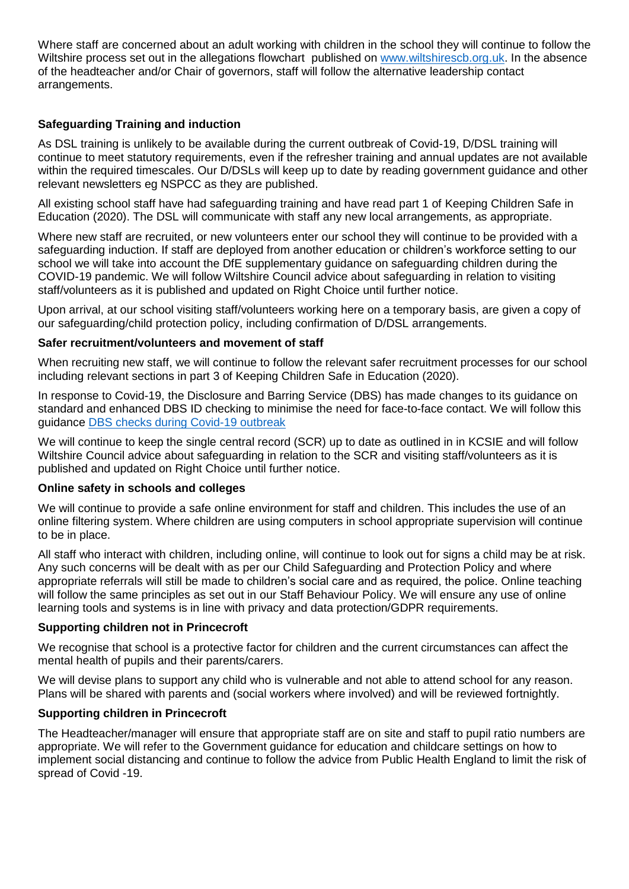Where staff are concerned about an adult working with children in the school they will continue to follow the Wiltshire process set out in the allegations flowchart published on [www.wiltshirescb.org.uk](http://www.wiltshirescb.org.uk). In the absence of the headteacher and/or Chair of governors, staff will follow the alternative leadership contact arrangements.

**Safeguarding Training and induction**

As DSL training is unlikely to be available during the current outbreak of Covid-19, D/DSL training will continue to meet statutory requirements, even if the refresher training and annual updates are not available within the required timescales. Our D/DSLs will keep up to date by reading government guidance and other relevant newsletters eg NSPCC as they are published.

All existing school staff have had safeguarding training and have read part 1 of Keeping Children Safe in Education (2020). The DSL will communicate with staff any new local arrangements, as appropriate.

Where new staff are recruited, or new volunteers enter our school they will continue to be provided with a safeguarding induction. If staff are deployed from another education or children's workforce setting to our school we will take into account the DfE supplementary guidance on safeguarding children during the COVID-19 pandemic. We will follow Wiltshire Council advice about safeguarding in relation to visiting staff/volunteers as it is published and updated on Right Choice until further notice.

Upon arrival, at our school visiting staff/volunteers working here on a temporary basis, are given a copy of our safeguarding/child protection policy, including confirmation of D/DSL arrangements.

**Safer recruitment/volunteers and movement of staff**

When recruiting new staff, we will continue to follow the relevant safer recruitment processes for our school including relevant sections in part 3 of Keeping Children Safe in Education (2020).

In response to Covid-19, the Disclosure and Barring Service (DBS) has made changes to its guidance on standard and enhanced DBS ID checking to minimise the need for face-to-face contact. We will follow this guidance DBS checks during Covid-19 outbreak

We will continue to keep the single central record (SCR) up to date as outlined in in KCSIE and will follow Wiltshire Council advice about safeguarding in relation to the SCR and visiting staff/volunteers as it is published and updated on Right Choice until further notice.

**Online safety in schools and colleges**

We will continue to provide a safe online environment for staff and children. This includes the use of an online filtering system. Where children are using computers in school appropriate supervision will continue to be in place.

All staff who interact with children, including online, will continue to look out for signs a child may be at risk. Any such concerns will be dealt with as per our Child Safeguarding and Protection Policy and where appropriate referrals will still be made to children's social care and as required, the police. Online teaching will follow the same principles as set out in our Staff Behaviour Policy. We will ensure any use of online learning tools and systems is in line with privacy and data protection/GDPR requirements.

**Supporting children not in Princecroft**

We recognise that school is a protective factor for children and the current circumstances can affect the mental health of pupils and their parents/carers.

We will devise plans to support any child who is vulnerable and not able to attend school for any reason. Plans will be shared with parents and (social workers where involved) and will be reviewed fortnightly.

**Supporting children in Princecroft**

The Headteacher/manager will ensure that appropriate staff are on site and staff to pupil ratio numbers are appropriate. We will refer to the Government guidance for education and childcare settings on how to implement social distancing and continue to follow the advice from Public Health England to limit the risk of spread of Covid -19.